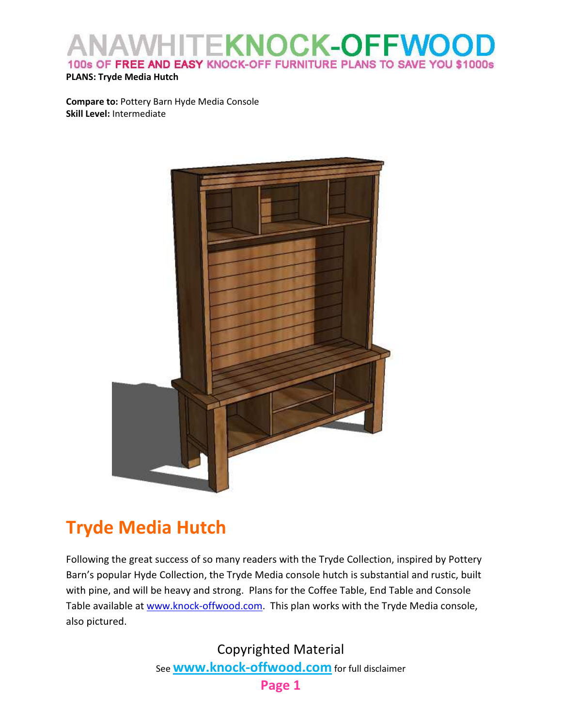**PLANS: Tryde Media Hutch**

**Compare to:** Pottery Barn Hyde Media Console
**Skill Level:** Intermediate

# Tryde Media Hutch

Following the great success of so many readers with the Tryde Collection, inspired by Pottery Barn's popular Hyde Collection, the Tryde Media console hutch is substantial and rustic, built with pine, and will be heavy and strong. Plans for the Coffee Table, End Table and Console Table available at www.knock-offwood.com. This plan works with the Tryde Media console, also pictured.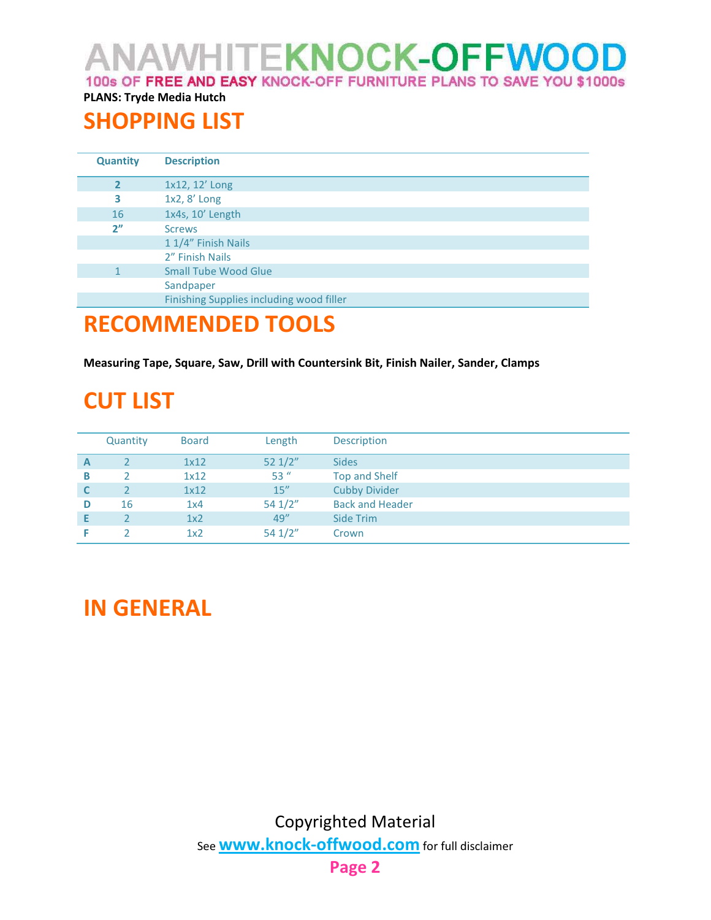**PLANS: Tryde Media Hutch**

## SHOPPING LIST

| Quantity | Description |
|---|---|
| **2** | 1x12, 12' Long |
| **3** | 1x2, 8' Long |
| 16 | 1x4s, 10' Length |
| **2"** | Screws |
| | 1 1/4" Finish Nails |
| | 2" Finish Nails |
| 1 | Small Tube Wood Glue |
| | Sandpaper |
| | Finishing Supplies including wood filler |

## RECOMMENDED TOOLS

**Measuring Tape, Square, Saw, Drill with Countersink Bit, Finish Nailer, Sander, Clamps**

## CUT LIST

| | Quantity | Board | Length | Description |
|---|---|---|---|---|
| **A** | 2 | 1x12 | 52 1/2" | Sides |
| **B** | 2 | 1x12 | 53 " | Top and Shelf |
| **C** | 2 | 1x12 | 15" | Cubby Divider |
| **D** | 16 | 1x4 | 54 1/2" | Back and Header |
| **E** | 2 | 1x2 | 49" | Side Trim |
| **F** | 2 | 1x2 | 54 1/2" | Crown |

## IN GENERAL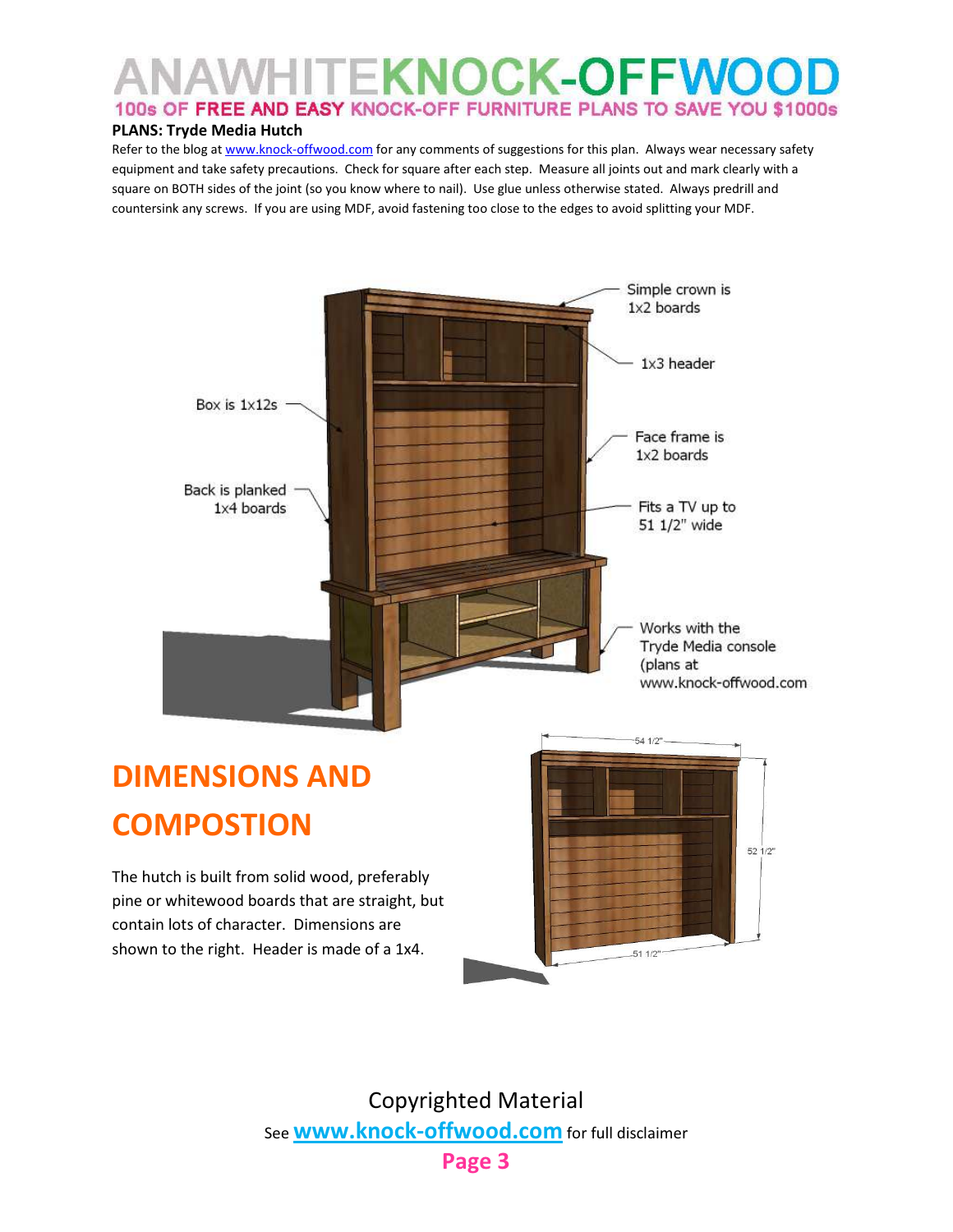**PLANS: Tryde Media Hutch**

Refer to the blog at www.knock-offwood.com for any comments of suggestions for this plan. Always wear necessary safety equipment and take safety precautions. Check for square after each step. Measure all joints out and mark clearly with a square on BOTH sides of the joint (so you know where to nail). Use glue unless otherwise stated. Always predrill and countersink any screws. If you are using MDF, avoid fastening too close to the edges to avoid splitting your MDF.

Simple crown is 1x2 boards

1x3 header

Box is 1x12s

Face frame is 1x2 boards

Back is planked 1x4 boards

Fits a TV up to 51 1/2" wide

Works with the Tryde Media console (plans at www.knock-offwood.com

# DIMENSIONS AND COMPOSTION

The hutch is built from solid wood, preferably pine or whitewood boards that are straight, but contain lots of character. Dimensions are shown to the right. Header is made of a 1x4.

54 1/2"

52 1/2"

51 1/2"

Copyrighted Material

See www.knock-offwood.com for full disclaimer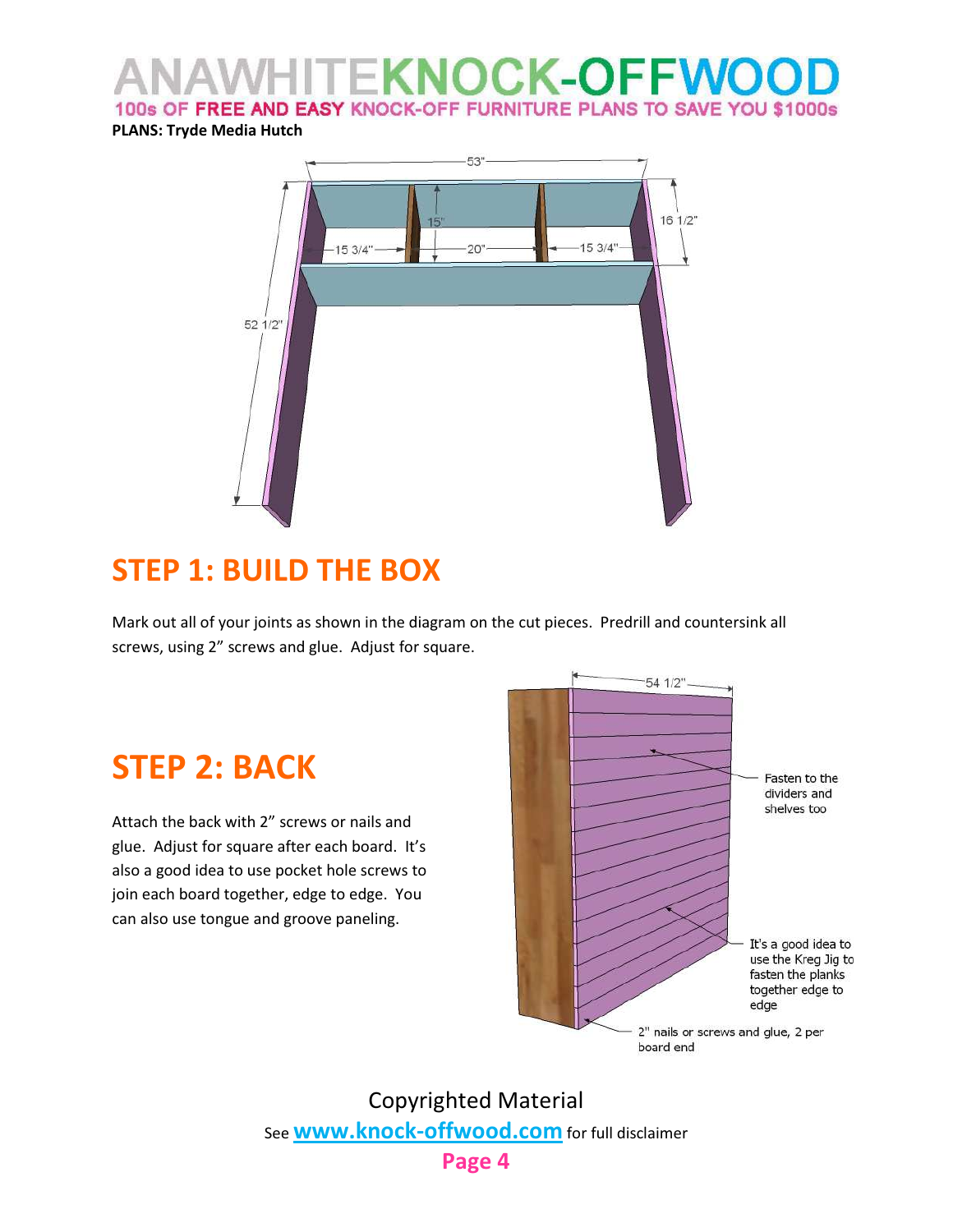**PLANS: Tryde Media Hutch**

## STEP 1: BUILD THE BOX

Mark out all of your joints as shown in the diagram on the cut pieces. Predrill and countersink all screws, using 2" screws and glue. Adjust for square.

## STEP 2: BACK

Attach the back with 2" screws or nails and glue. Adjust for square after each board. It's also a good idea to use pocket hole screws to join each board together, edge to edge. You can also use tongue and groove paneling.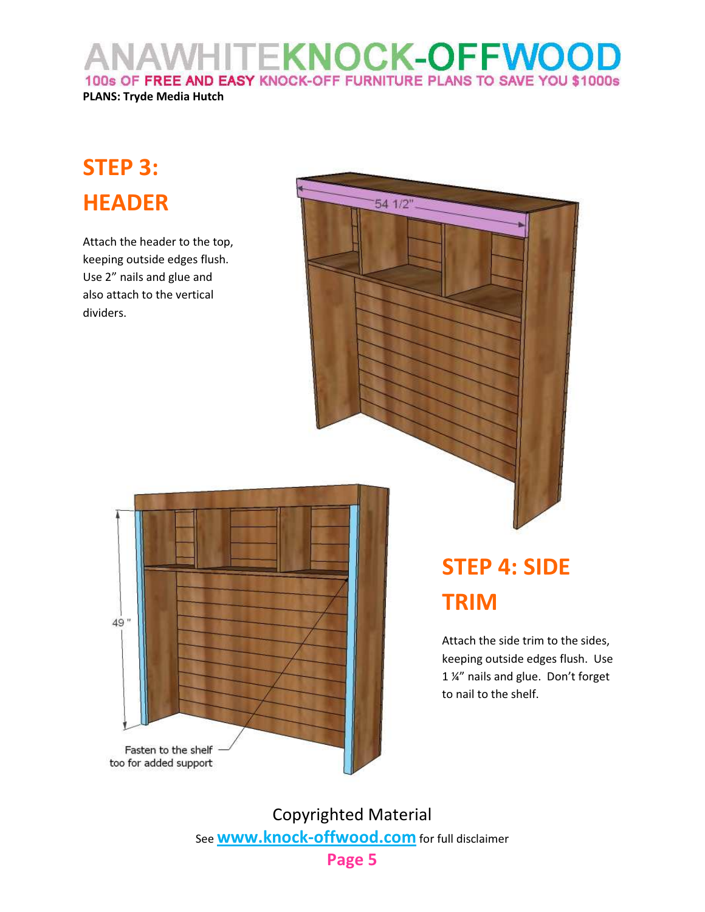## STEP 3: HEADER

Attach the header to the top, keeping outside edges flush. Use 2" nails and glue and also attach to the vertical dividers.

54 1/2"

49 "

Fasten to the shelf too for added support

## STEP 4: SIDE TRIM

Attach the side trim to the sides, keeping outside edges flush. Use 1 ¼" nails and glue. Don't forget to nail to the shelf.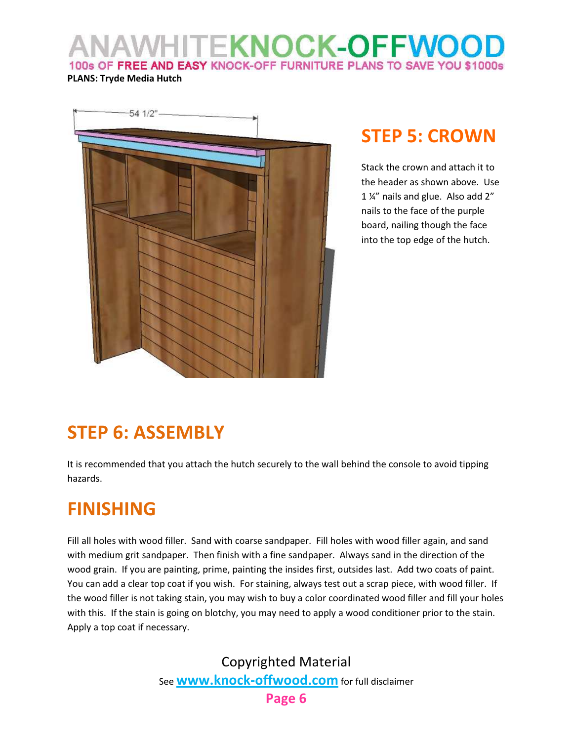**PLANS: Tryde Media Hutch**

54 1/2"

## STEP 5: CROWN

Stack the crown and attach it to the header as shown above. Use 1 ¼" nails and glue. Also add 2" nails to the face of the purple board, nailing though the face into the top edge of the hutch.

## STEP 6: ASSEMBLY

It is recommended that you attach the hutch securely to the wall behind the console to avoid tipping hazards.

## FINISHING

Fill all holes with wood filler. Sand with coarse sandpaper. Fill holes with wood filler again, and sand with medium grit sandpaper. Then finish with a fine sandpaper. Always sand in the direction of the wood grain. If you are painting, prime, painting the insides first, outsides last. Add two coats of paint. You can add a clear top coat if you wish. For staining, always test out a scrap piece, with wood filler. If the wood filler is not taking stain, you may wish to buy a color coordinated wood filler and fill your holes with this. If the stain is going on blotchy, you may need to apply a wood conditioner prior to the stain. Apply a top coat if necessary.

Copyrighted Material

See **www.knock-offwood.com** for full disclaimer